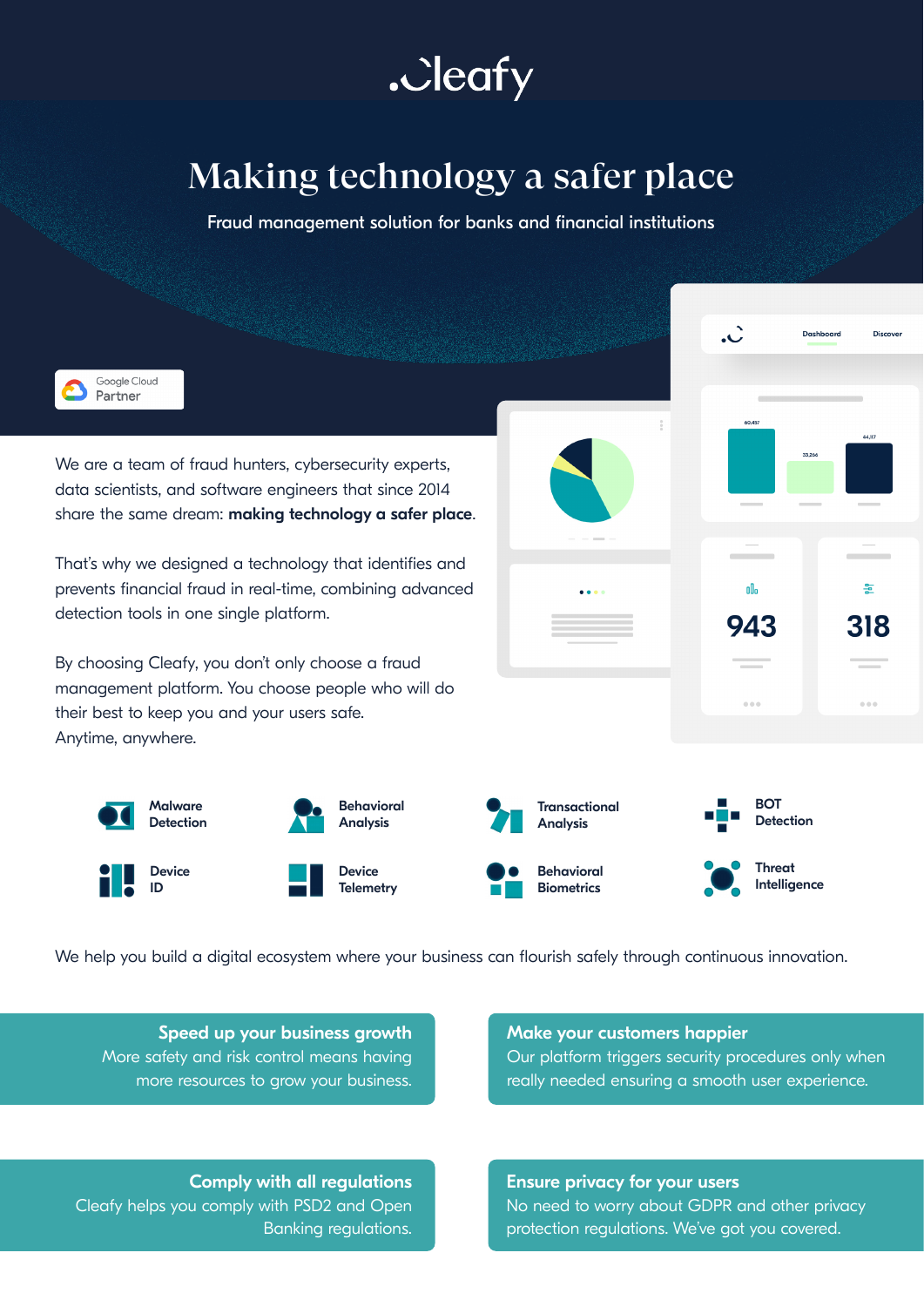# .Cleafy

# Making technology a safer place

Fraud management solution for banks and financial institutions

Google Cloud Partner

We are a team of fraud hunters, cybersecurity experts, data scientists, and software engineers that since 2014 share the same dream: **making technology a safer place**.

That's why we designed a technology that identifies and prevents financial fraud in real-time, combining advanced detection tools in one single platform.

By choosing Cleafy, you don't only choose a fraud management platform. You choose people who will do their best to keep you and your users safe. Anytime, anywhere.

- Malware Detection
- Behavioral Analysis
- Transactional Analysis
- BOT Detection
- Device ID
- Device Telemetry
- Behavioral Biometrics
- Threat Intelligence

We help you build a digital ecosystem where your business can flourish safely through continuous innovation.

**Speed up your business growth**
More safety and risk control means having more resources to grow your business.

**Make your customers happier**
Our platform triggers security procedures only when really needed ensuring a smooth user experience.

**Comply with all regulations**
Cleafy helps you comply with PSD2 and Open Banking regulations.

**Ensure privacy for your users**
No need to worry about GDPR and other privacy protection regulations. We've got you covered.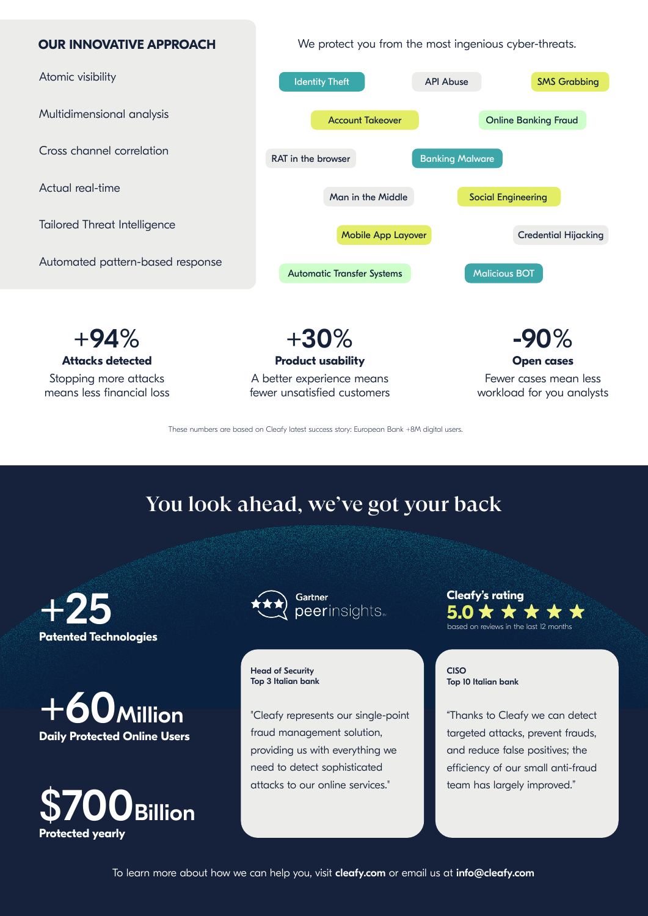## OUR INNOVATIVE APPROACH

- Atomic visibility
- Multidimensional analysis
- Cross channel correlation
- Actual real-time
- Tailored Threat Intelligence
- Automated pattern-based response

We protect you from the most ingenious cyber-threats.

Identity Theft · API Abuse · SMS Grabbing · Account Takeover · Online Banking Fraud · RAT in the browser · Banking Malware · Man in the Middle · Social Engineering · Mobile App Layover · Credential Hijacking · Automatic Transfer Systems · Malicious BOT

**+94%**
**Attacks detected**
Stopping more attacks means less financial loss

**+30%**
**Product usability**
A better experience means fewer unsatisfied customers

**-90%**
**Open cases**
Fewer cases mean less workload for you analysts

These numbers are based on Cleafy latest success story: European Bank +8M digital users.

# You look ahead, we've got your back

**+25**
**Patented Technologies**

**+60Million**
**Daily Protected Online Users**

**$700Billion**
**Protected yearly**

Gartner peerinsights

**Cleafy's rating**
**5.0** ★★★★★
based on reviews in the last 12 months

**Head of Security**
**Top 3 Italian bank**

"Cleafy represents our single-point fraud management solution, providing us with everything we need to detect sophisticated attacks to our online services."

**CISO**
**Top 10 Italian bank**

"Thanks to Cleafy we can detect targeted attacks, prevent frauds, and reduce false positives; the efficiency of our small anti-fraud team has largely improved."

To learn more about how we can help you, visit **cleafy.com** or email us at **info@cleafy.com**